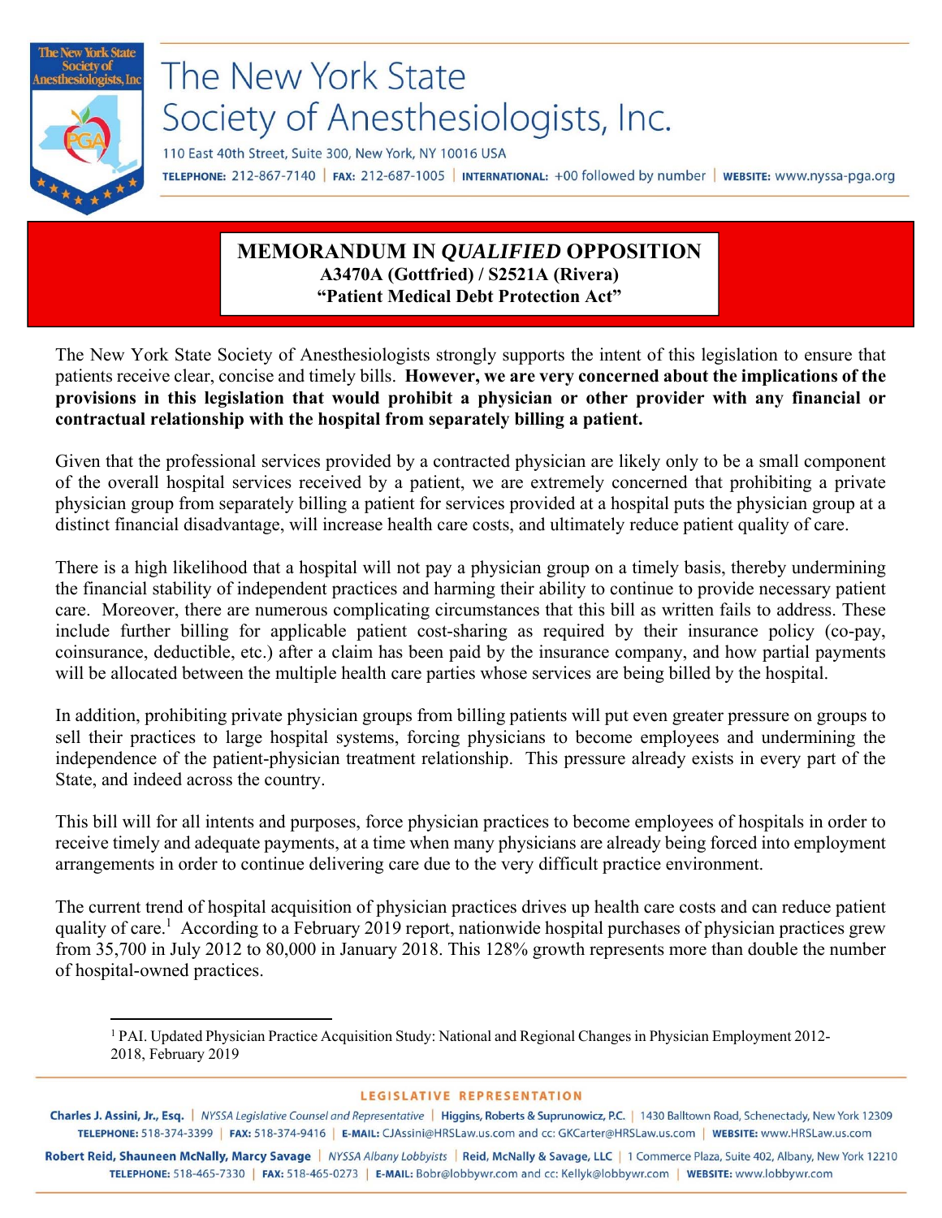# The New York State Society of Anesthesiologists, Inc.

110 East 40th Street, Suite 300, New York, NY 10016 USA

TELEPHONE: 212-867-7140 | FAX: 212-687-1005 | INTERNATIONAL: +00 followed by number | WEBSITE: www.nyssa-pga.org

## MEMORANDUM IN *QUALIFIED* OPPOSITION

**A3470A (Gottfried) / S2521A (Rivera)**

**"Patient Medical Debt Protection Act"**

The New York State Society of Anesthesiologists strongly supports the intent of this legislation to ensure that patients receive clear, concise and timely bills. **However, we are very concerned about the implications of the provisions in this legislation that would prohibit a physician or other provider with any financial or contractual relationship with the hospital from separately billing a patient.**

Given that the professional services provided by a contracted physician are likely only to be a small component of the overall hospital services received by a patient, we are extremely concerned that prohibiting a private physician group from separately billing a patient for services provided at a hospital puts the physician group at a distinct financial disadvantage, will increase health care costs, and ultimately reduce patient quality of care.

There is a high likelihood that a hospital will not pay a physician group on a timely basis, thereby undermining the financial stability of independent practices and harming their ability to continue to provide necessary patient care. Moreover, there are numerous complicating circumstances that this bill as written fails to address. These include further billing for applicable patient cost-sharing as required by their insurance policy (co-pay, coinsurance, deductible, etc.) after a claim has been paid by the insurance company, and how partial payments will be allocated between the multiple health care parties whose services are being billed by the hospital.

In addition, prohibiting private physician groups from billing patients will put even greater pressure on groups to sell their practices to large hospital systems, forcing physicians to become employees and undermining the independence of the patient-physician treatment relationship. This pressure already exists in every part of the State, and indeed across the country.

This bill will for all intents and purposes, force physician practices to become employees of hospitals in order to receive timely and adequate payments, at a time when many physicians are already being forced into employment arrangements in order to continue delivering care due to the very difficult practice environment.

The current trend of hospital acquisition of physician practices drives up health care costs and can reduce patient quality of care.[1] According to a February 2019 report, nationwide hospital purchases of physician practices grew from 35,700 in July 2012 to 80,000 in January 2018. This 128% growth represents more than double the number of hospital-owned practices.

[1] PAI. Updated Physician Practice Acquisition Study: National and Regional Changes in Physician Employment 2012-2018, February 2019

**LEGISLATIVE REPRESENTATION**

**Charles J. Assini, Jr., Esq.** | *NYSSA Legislative Counsel and Representative* | **Higgins, Roberts & Suprunowicz, P.C.** | 1430 Balltown Road, Schenectady, New York 12309
TELEPHONE: 518-374-3399 | FAX: 518-374-9416 | E-MAIL: CJAssini@HRSLaw.us.com and cc: GKCarter@HRSLaw.us.com | WEBSITE: www.HRSLaw.us.com

**Robert Reid, Shauneen McNally, Marcy Savage** | *NYSSA Albany Lobbyists* | **Reid, McNally & Savage, LLC** | 1 Commerce Plaza, Suite 402, Albany, New York 12210
TELEPHONE: 518-465-7330 | FAX: 518-465-0273 | E-MAIL: Bobr@lobbywr.com and cc: Kellyk@lobbywr.com | WEBSITE: www.lobbywr.com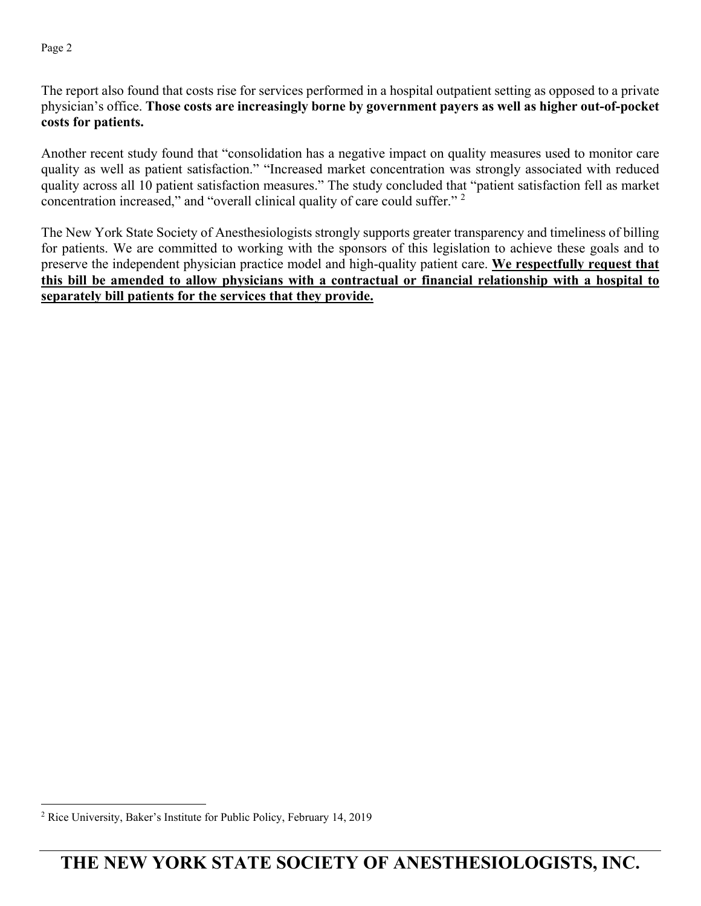The report also found that costs rise for services performed in a hospital outpatient setting as opposed to a private physician's office. **Those costs are increasingly borne by government payers as well as higher out-of-pocket costs for patients.**

Another recent study found that "consolidation has a negative impact on quality measures used to monitor care quality as well as patient satisfaction." "Increased market concentration was strongly associated with reduced quality across all 10 patient satisfaction measures." The study concluded that "patient satisfaction fell as market concentration increased," and "overall clinical quality of care could suffer." [2]

The New York State Society of Anesthesiologists strongly supports greater transparency and timeliness of billing for patients. We are committed to working with the sponsors of this legislation to achieve these goals and to preserve the independent physician practice model and high-quality patient care. <u>**We respectfully request that this bill be amended to allow physicians with a contractual or financial relationship with a hospital to separately bill patients for the services that they provide.**</u>

---

[2] Rice University, Baker's Institute for Public Policy, February 14, 2019

**THE NEW YORK STATE SOCIETY OF ANESTHESIOLOGISTS, INC.**